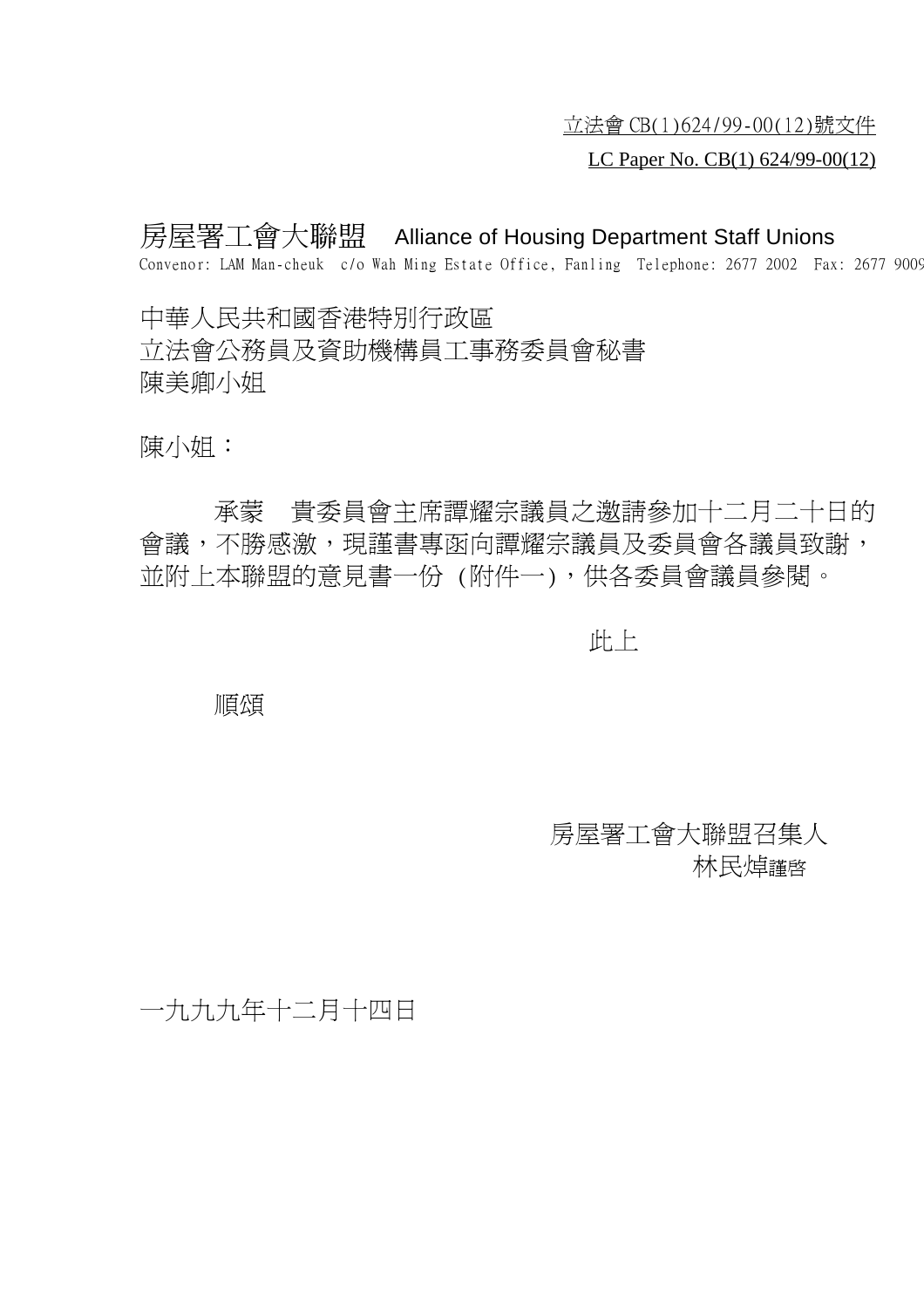立法會 CB(1)624/99-00(12)號文件

LC Paper No. CB(1) 624/99-00(12)

# 房屋署工會大聯盟　Alliance of Housing Department Staff Unions

Convenor: LAM Man-cheuk　c/o Wah Ming Estate Office, Fanling　Telephone: 2677 2002　Fax: 2677 9009

中華人民共和國香港特別行政區
立法會公務員及資助機構員工事務委員會秘書
陳美卿小姐

陳小姐：

承蒙　貴委員會主席譚耀宗議員之邀請參加十二月二十日的會議，不勝感激，現謹書專函向譚耀宗議員及委員會各議員致謝，並附上本聯盟的意見書一份 (附件一)，供各委員會議員參閱。

此上

順頌

房屋署工會大聯盟召集人
林民焯謹啓

一九九九年十二月十四日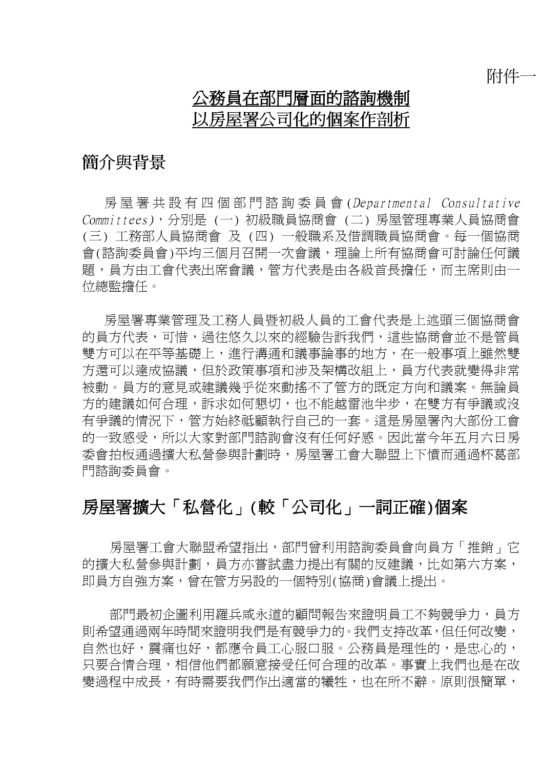附件一

# 公務員在部門層面的諮詢機制
# 以房屋署公司化的個案作剖析

## 簡介與背景

房屋署共設有四個部門諮詢委員會(*Departmental Consultative Committees*)，分別是 (一) 初級職員協商會 (二) 房屋管理專業人員協商會 (三) 工務部人員協商會 及 (四) 一般職系及借調職員協商會。每一個協商會(諮詢委員會)平均三個月召開一次會議，理論上所有協商會可討論任何議題，員方由工會代表出席會議，管方代表是由各級首長擔任，而主席則由一位總監擔任。

房屋署專業管理及工務人員暨初級人員的工會代表是上述頭三個協商會的員方代表，可惜，過往悠久以來的經驗告訴我們，這些協商會並不是管員雙方可以在平等基礎上，進行溝通和議事論事的地方，在一般事項上雖然雙方還可以達成協議，但於政策事項和涉及架構改組上，員方代表就變得非常被動。員方的意見或建議幾乎從來動搖不了管方的既定方向和議案。無論員方的建議如何合理，訴求如何懇切，也不能越雷池半步，在雙方有爭議或沒有爭議的情況下，管方始終祇顧執行自己的一套。這是房屋署內大部份工會的一致感受，所以大家對部門諮詢會沒有任何好感。因此當今年五月六日房委會拍板通過擴大私營參與計劃時，房屋署工會大聯盟上下憤而通過杯葛部門諮詢委員會。

## 房屋署擴大「私營化」(較「公司化」一詞正確)個案

房屋署工會大聯盟希望指出，部門曾利用諮詢委員會向員方「推銷」它的擴大私營參與計劃，員方亦嘗試盡力提出有關的反建議，比如第六方案，即員方自強方案，曾在管方另設的一個特別(協商)會議上提出。

部門最初企圖利用羅兵咸永道的顧問報告來證明員工不夠競爭力，員方則希望通過兩年時間來證明我們是有競爭力的。我們支持改革，但任何改變，自然也好，震痛也好，都應令員工心服口服。公務員是理性的，是忠心的，只要合情合理，相信他們都願意接受任何合理的改革。事實上我們也是在改變過程中成長，有時需要我們作出適當的犧牲，也在所不辭。原則很簡單，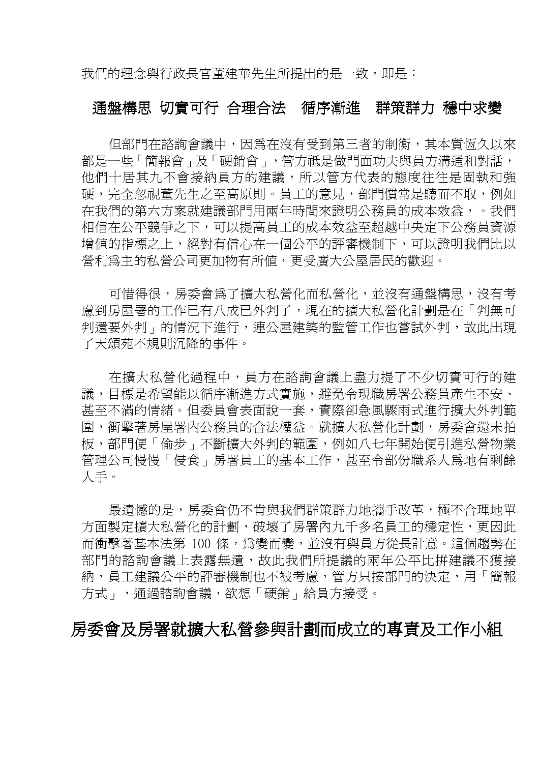我們的理念與行政長官董建華先生所提出的是一致，即是：

## 通盤構思 切實可行 合理合法 循序漸進 群策群力 穩中求變

但部門在諮詢會議中，因為在沒有受到第三者的制衡，其本質恆久以來都是一些「簡報會」及「硬銷會」，管方祇是做門面功夫與員方溝通和對話，他們十居其九不會接納員方的建議，所以管方代表的態度往往是固執和強硬，完全忽視董先生之至高原則。員工的意見，部門慣常是聽而不取，例如在我們的第六方案就建議部門用兩年時間來證明公務員的成本效益，。我們相信在公平競爭之下，可以提高員工的成本效益至超越中央定下公務員資源增值的指標之上，絕對有信心在一個公平的評審機制下，可以證明我們比以營利為主的私營公司更加物有所值，更受廣大公屋居民的歡迎。

可惜得很，房委會為了擴大私營化而私營化，並沒有通盤構思，沒有考慮到房屋署的工作已有八成已外判了，現在的擴大私營化計劃是在「判無可判還要外判」的情況下進行，連公屋建築的監管工作也嘗試外判，故此出現了天頌苑不規則沉降的事件。

在擴大私營化過程中，員方在諮詢會議上盡力提了不少切實可行的建議，目標是希望能以循序漸進方式實施，避免令現職房署公務員產生不安、甚至不滿的情緒。但委員會表面說一套，實際卻急風驟雨式進行擴大外判範圍，衝擊著房屋署內公務員的合法權益。就擴大私營化計劃，房委會還未拍板，部門便「偷步」不斷擴大外判的範圍，例如八七年開始便引進私營物業管理公司慢慢「侵食」房署員工的基本工作，甚至令部份職系人為地有剩餘人手。

最遺憾的是，房委會仍不肯與我們群策群力地攜手改革，極不合理地單方面製定擴大私營化的計劃，破壞了房署內九千多名員工的穩定性，更因此而衝擊著基本法第 100 條，為變而變，並沒有與員方從長計意。這個趨勢在部門的諮詢會議上表露無遺，故此我們所提議的兩年公平比拼建議不獲接納，員工建議公平的評審機制也不被考慮，管方只按部門的決定，用「簡報方式」，通過諮詢會議，欲想「硬銷」給員方接受。

## 房委會及房署就擴大私營參與計劃而成立的專責及工作小組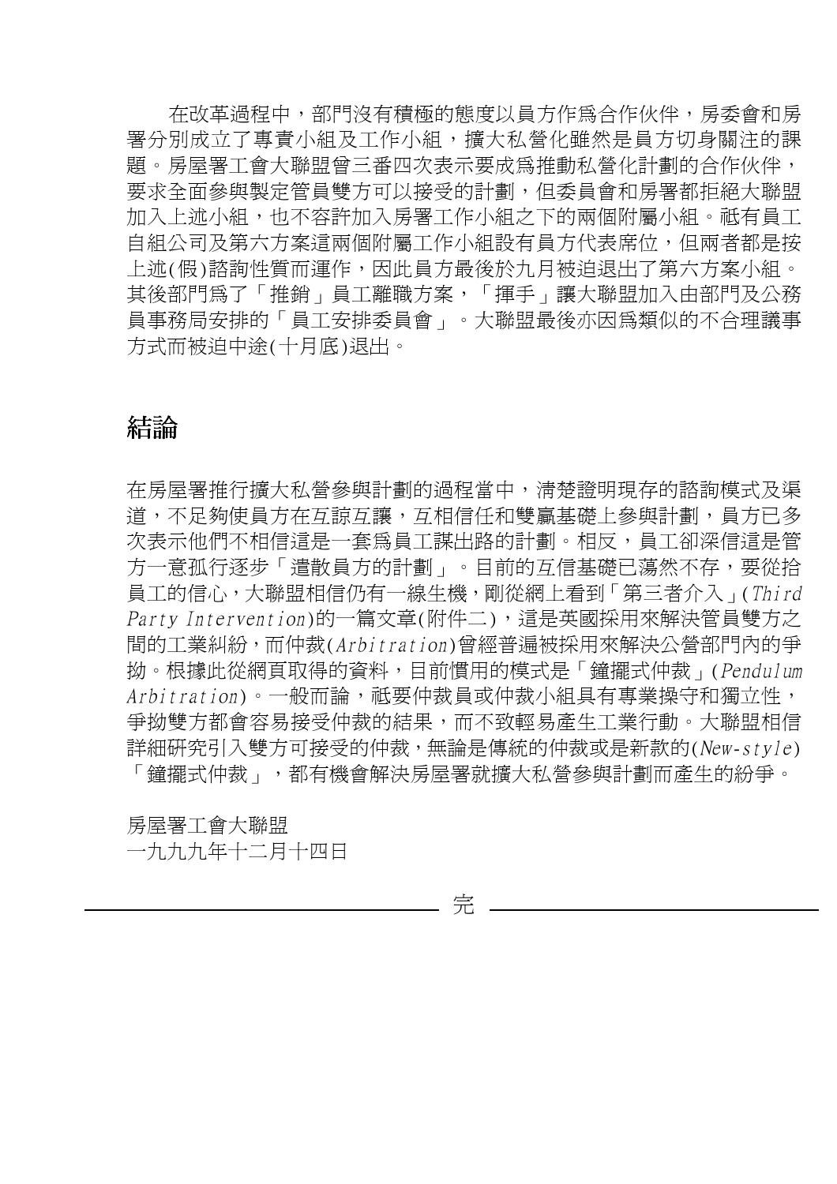在改革過程中，部門沒有積極的態度以員方作爲合作伙伴，房委會和房署分別成立了專責小組及工作小組，擴大私營化雖然是員方切身關注的課題。房屋署工會大聯盟曾三番四次表示要成爲推動私營化計劃的合作伙伴，要求全面參與製定管員雙方可以接受的計劃，但委員會和房署都拒絕大聯盟加入上述小組，也不容許加入房署工作小組之下的兩個附屬小組。祇有員工自組公司及第六方案這兩個附屬工作小組設有員方代表席位，但兩者都是按上述(假)諮詢性質而運作，因此員方最後於九月被迫退出了第六方案小組。其後部門爲了「推銷」員工離職方案，「揮手」讓大聯盟加入由部門及公務員事務局安排的「員工安排委員會」。大聯盟最後亦因爲類似的不合理議事方式而被迫中途(十月底)退出。

## 結論

在房屋署推行擴大私營參與計劃的過程當中，清楚證明現存的諮詢模式及渠道，不足夠使員方在互諒互讓，互相信任和雙贏基礎上參與計劃，員方已多次表示他們不相信這是一套爲員工謀出路的計劃。相反，員工卻深信這是管方一意孤行逐步「遣散員方的計劃」。目前的互信基礎已蕩然不存，要從拾員工的信心，大聯盟相信仍有一線生機，剛從網上看到「第三者介入」(*Third Party Intervention*)的一篇文章(附件二)，這是英國採用來解決管員雙方之間的工業糾紛，而仲裁(*Arbitration*)曾經普遍被採用來解決公營部門內的爭拗。根據此從網頁取得的資料，目前慣用的模式是「鐘擺式仲裁」(*Pendulum Arbitration*)。一般而論，祇要仲裁員或仲裁小組具有專業操守和獨立性，爭拗雙方都會容易接受仲裁的結果，而不致輕易產生工業行動。大聯盟相信詳細研究引入雙方可接受的仲裁，無論是傳統的仲裁或是新款的(*New-style*)「鐘擺式仲裁」，都有機會解決房屋署就擴大私營參與計劃而產生的紛爭。

房屋署工會大聯盟
一九九九年十二月十四日

完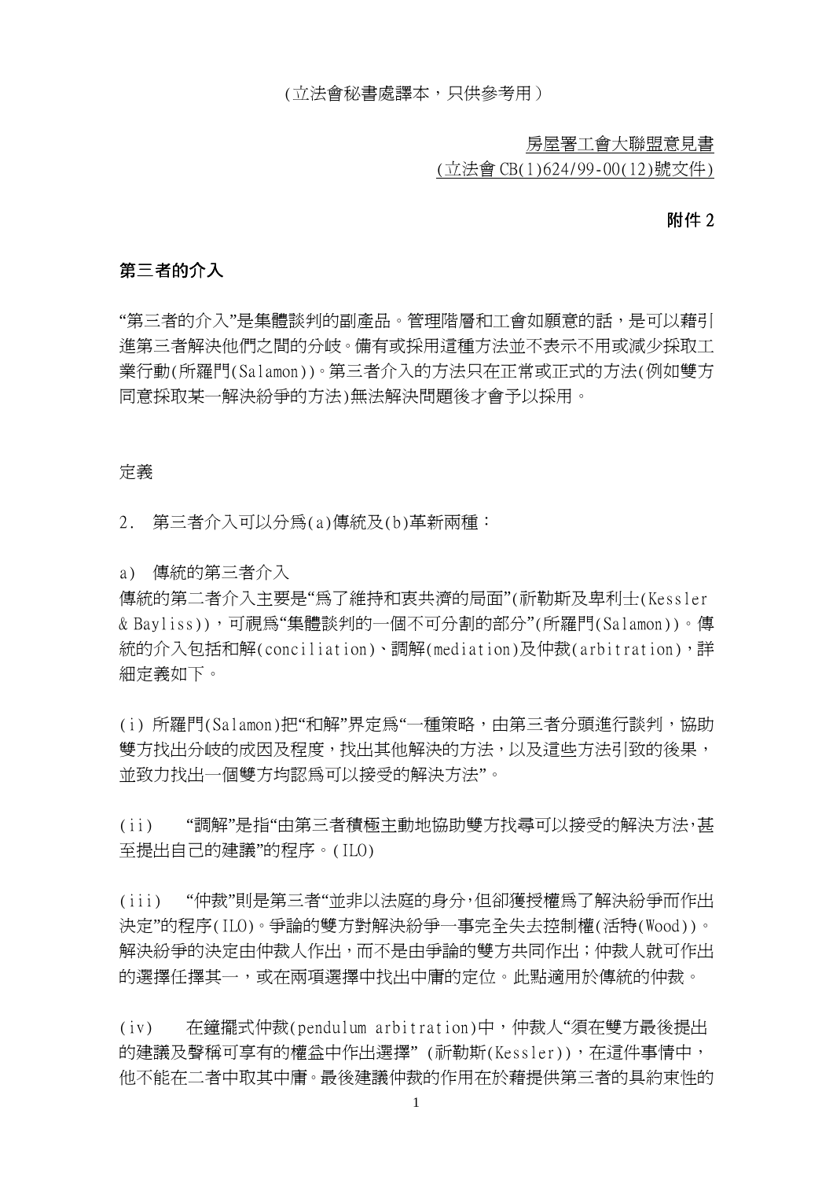(立法會秘書處譯本，只供參考用)

<u>房屋署工會大聯盟意見書</u>
<u>(立法會 CB(1)624/99-00(12)號文件)</u>

**附件 2**

## 第三者的介入

“第三者的介入”是集體談判的副產品。管理階層和工會如願意的話，是可以藉引進第三者解決他們之間的分歧。備有或採用這種方法並不表示不用或減少採取工業行動(所羅門(Salamon))。第三者介入的方法只在正常或正式的方法(例如雙方同意採取某一解決紛爭的方法)無法解決問題後才會予以採用。

### 定義

2. 第三者介入可以分爲(a)傳統及(b)革新兩種：

a) 傳統的第三者介入

傳統的第二者介入主要是“爲了維持和衷共濟的局面”(祈勒斯及卑利士(Kessler & Bayliss))，可視爲“集體談判的一個不可分割的部分”(所羅門(Salamon))。傳統的介入包括和解(conciliation)、調解(mediation)及仲裁(arbitration)，詳細定義如下。

(i) 所羅門(Salamon)把“和解”界定爲“一種策略，由第三者分頭進行談判，協助雙方找出分岐的成因及程度，找出其他解決的方法，以及這些方法引致的後果，並致力找出一個雙方均認爲可以接受的解決方法”。

(ii) “調解”是指“由第三者積極主動地協助雙方找尋可以接受的解決方法，甚至提出自己的建議”的程序。(ILO)

(iii) “仲裁”則是第三者“並非以法庭的身分，但卻獲授權爲了解決紛爭而作出決定”的程序(ILO)。爭論的雙方對解決紛爭一事完全失去控制權(活特(Wood))。解決紛爭的決定由仲裁人作出，而不是由爭論的雙方共同作出；仲裁人就可作出的選擇任擇其一，或在兩項選擇中找出中庸的定位。此點適用於傳統的仲裁。

(iv) 在鐘擺式仲裁(pendulum arbitration)中，仲裁人“須在雙方最後提出的建議及聲稱可享有的權益中作出選擇” (祈勒斯(Kessler))，在這件事情中，他不能在二者中取其中庸。最後建議仲裁的作用在於藉提供第三者的具約束性的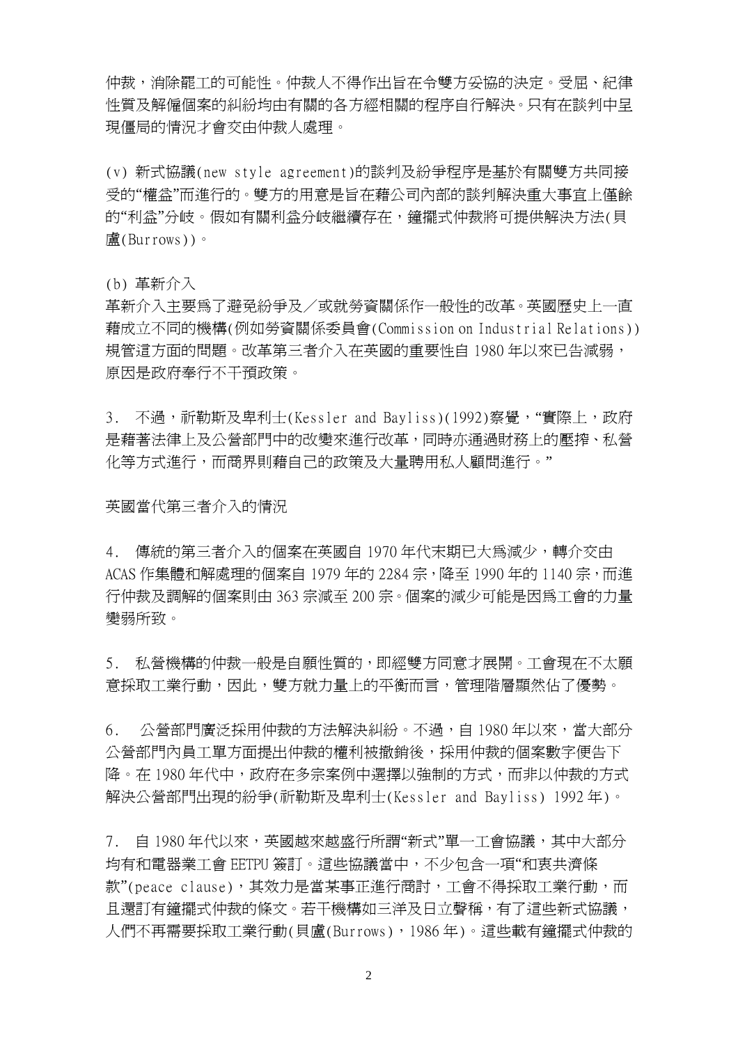仲裁，消除罷工的可能性。仲裁人不得作出旨在令雙方妥協的決定。受屈、紀律性質及解僱個案的糾紛均由有關的各方經相關的程序自行解決。只有在談判中呈現僵局的情況才會交由仲裁人處理。

(v) 新式協議(new style agreement)的談判及紛爭程序是基於有關雙方共同接受的“權益”而進行的。雙方的用意是旨在藉公司內部的談判解決重大事宜上僅餘的“利益”分歧。假如有關利益分歧繼續存在，鐘擺式仲裁將可提供解決方法(貝盧(Burrows))。

(b) 革新介入

革新介入主要爲了避免紛爭及／或就勞資關係作一般性的改革。英國歷史上一直藉成立不同的機構(例如勞資關係委員會(Commission on Industrial Relations))規管這方面的問題。改革第三者介入在英國的重要性自 1980 年以來已告減弱，原因是政府奉行不干預政策。

3\. 不過，祈勒斯及卑利士(Kessler and Bayliss)(1992)察覺，“實際上，政府是藉著法律上及公營部門中的改變來進行改革，同時亦通過財務上的壓搾、私營化等方式進行，而商界則藉自己的政策及大量聘用私人顧問進行。”

英國當代第三者介入的情況

4\. 傳統的第三者介入的個案在英國自 1970 年代末期已大爲減少，轉介交由 ACAS 作集體和解處理的個案自 1979 年的 2284 宗，降至 1990 年的 1140 宗，而進行仲裁及調解的個案則由 363 宗減至 200 宗。個案的減少可能是因爲工會的力量變弱所致。

5\. 私營機構的仲裁一般是自願性質的，即經雙方同意才展開。工會現在不太願意採取工業行動，因此，雙方就力量上的平衡而言，管理階層顯然佔了優勢。

6\. 公營部門廣泛採用仲裁的方法解決糾紛。不過，自 1980 年以來，當大部分公營部門內員工單方面提出仲裁的權利被撤銷後，採用仲裁的個案數字便告下降。在 1980 年代中，政府在多宗案例中選擇以強制的方式，而非以仲裁的方式解決公營部門出現的紛爭(祈勒斯及卑利士(Kessler and Bayliss) 1992 年)。

7\. 自 1980 年代以來，英國越來越盛行所謂“新式”單一工會協議，其中大部分均有和電器業工會 EETPU 簽訂。這些協議當中，不少包含一項“和衷共濟條款”(peace clause)，其效力是當某事正進行商討，工會不得採取工業行動，而且還訂有鐘擺式仲裁的條文。若干機構如三洋及日立聲稱，有了這些新式協議，人們不再需要採取工業行動(貝盧(Burrows)，1986 年)。這些載有鐘擺式仲裁的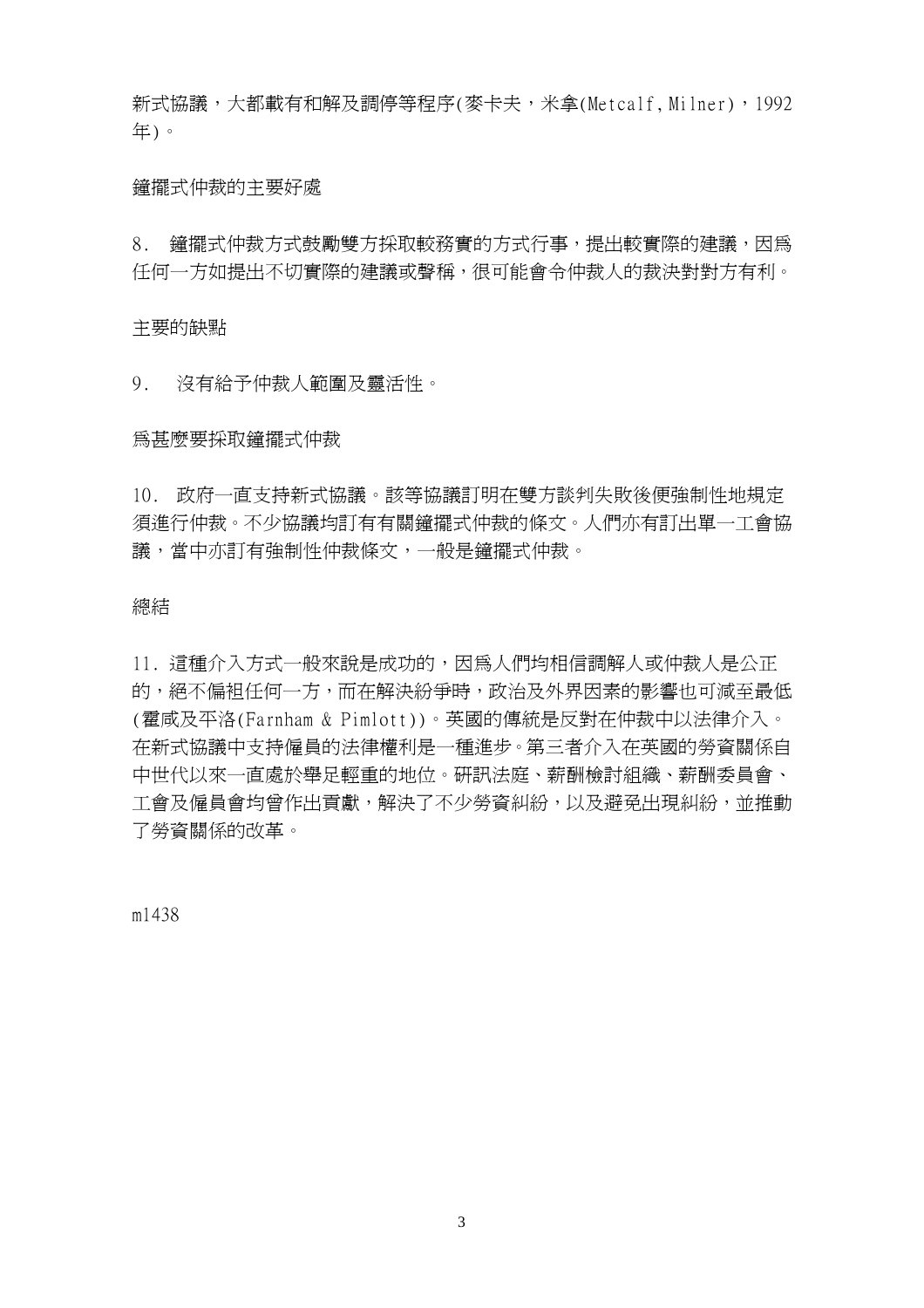新式協議，大都載有和解及調停等程序(麥卡夫，米拿(Metcalf, Milner)，1992年)。

### 鐘擺式仲裁的主要好處

8. 鐘擺式仲裁方式鼓勵雙方採取較務實的方式行事，提出較實際的建議，因為任何一方如提出不切實際的建議或聲稱，很可能會令仲裁人的裁決對對方有利。

### 主要的缺點

9. 沒有給予仲裁人範圍及靈活性。

### 為甚麼要採取鐘擺式仲裁

10. 政府一直支持新式協議。該等協議訂明在雙方談判失敗後便強制性地規定須進行仲裁。不少協議均訂有有關鐘擺式仲裁的條文。人們亦有訂出單一工會協議，當中亦訂有強制性仲裁條文，一般是鐘擺式仲裁。

### 總結

11. 這種介入方式一般來說是成功的，因為人們均相信調解人或仲裁人是公正的，絕不偏袒任何一方，而在解決紛爭時，政治及外界因素的影響也可減至最低(霍咸及平洛(Farnham & Pimlott))。英國的傳統是反對在仲裁中以法律介入。在新式協議中支持僱員的法律權利是一種進步。第三者介入在英國的勞資關係自中世代以來一直處於舉足輕重的地位。研訊法庭、薪酬檢討組織、薪酬委員會、工會及僱員會均曾作出貢獻，解決了不少勞資糾紛，以及避免出現糾紛，並推動了勞資關係的改革。

m1438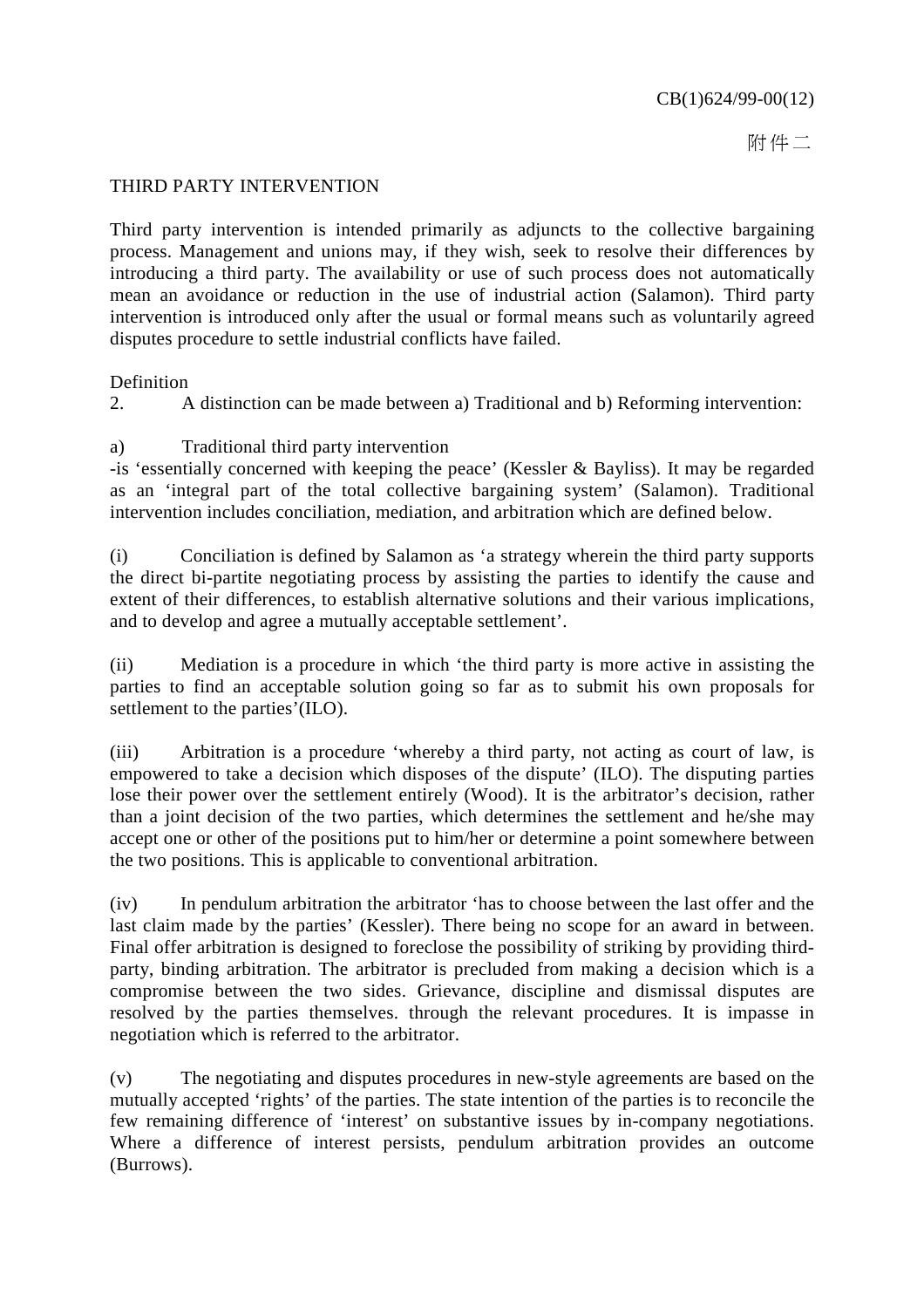CB(1)624/99-00(12)

附件二

## THIRD PARTY INTERVENTION

Third party intervention is intended primarily as adjuncts to the collective bargaining process. Management and unions may, if they wish, seek to resolve their differences by introducing a third party. The availability or use of such process does not automatically mean an avoidance or reduction in the use of industrial action (Salamon). Third party intervention is introduced only after the usual or formal means such as voluntarily agreed disputes procedure to settle industrial conflicts have failed.

### Definition

2. A distinction can be made between a) Traditional and b) Reforming intervention:

a) Traditional third party intervention

-is 'essentially concerned with keeping the peace' (Kessler & Bayliss). It may be regarded as an 'integral part of the total collective bargaining system' (Salamon). Traditional intervention includes conciliation, mediation, and arbitration which are defined below.

(i) Conciliation is defined by Salamon as 'a strategy wherein the third party supports the direct bi-partite negotiating process by assisting the parties to identify the cause and extent of their differences, to establish alternative solutions and their various implications, and to develop and agree a mutually acceptable settlement'.

(ii) Mediation is a procedure in which 'the third party is more active in assisting the parties to find an acceptable solution going so far as to submit his own proposals for settlement to the parties'(ILO).

(iii) Arbitration is a procedure 'whereby a third party, not acting as court of law, is empowered to take a decision which disposes of the dispute' (ILO). The disputing parties lose their power over the settlement entirely (Wood). It is the arbitrator's decision, rather than a joint decision of the two parties, which determines the settlement and he/she may accept one or other of the positions put to him/her or determine a point somewhere between the two positions. This is applicable to conventional arbitration.

(iv) In pendulum arbitration the arbitrator 'has to choose between the last offer and the last claim made by the parties' (Kessler). There being no scope for an award in between. Final offer arbitration is designed to foreclose the possibility of striking by providing third-party, binding arbitration. The arbitrator is precluded from making a decision which is a compromise between the two sides. Grievance, discipline and dismissal disputes are resolved by the parties themselves. through the relevant procedures. It is impasse in negotiation which is referred to the arbitrator.

(v) The negotiating and disputes procedures in new-style agreements are based on the mutually accepted 'rights' of the parties. The state intention of the parties is to reconcile the few remaining difference of 'interest' on substantive issues by in-company negotiations. Where a difference of interest persists, pendulum arbitration provides an outcome (Burrows).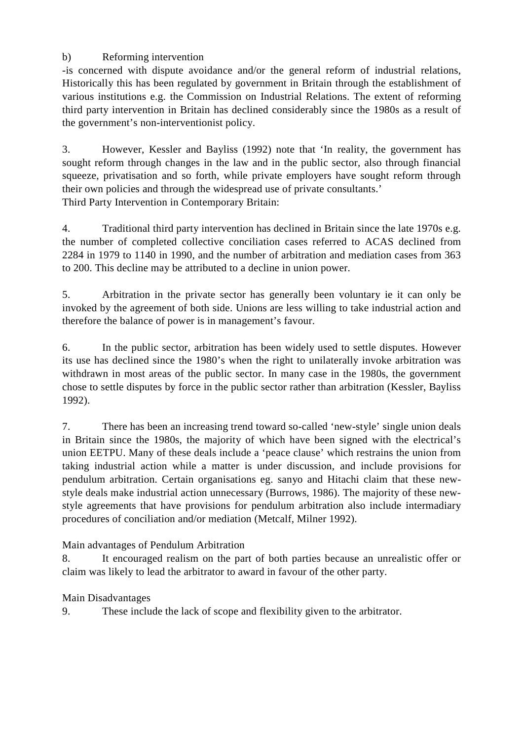b) Reforming intervention

-is concerned with dispute avoidance and/or the general reform of industrial relations, Historically this has been regulated by government in Britain through the establishment of various institutions e.g. the Commission on Industrial Relations. The extent of reforming third party intervention in Britain has declined considerably since the 1980s as a result of the government's non-interventionist policy.

3. However, Kessler and Bayliss (1992) note that 'In reality, the government has sought reform through changes in the law and in the public sector, also through financial squeeze, privatisation and so forth, while private employers have sought reform through their own policies and through the widespread use of private consultants.'

Third Party Intervention in Contemporary Britain:

4. Traditional third party intervention has declined in Britain since the late 1970s e.g. the number of completed collective conciliation cases referred to ACAS declined from 2284 in 1979 to 1140 in 1990, and the number of arbitration and mediation cases from 363 to 200. This decline may be attributed to a decline in union power.

5. Arbitration in the private sector has generally been voluntary ie it can only be invoked by the agreement of both side. Unions are less willing to take industrial action and therefore the balance of power is in management's favour.

6. In the public sector, arbitration has been widely used to settle disputes. However its use has declined since the 1980's when the right to unilaterally invoke arbitration was withdrawn in most areas of the public sector. In many case in the 1980s, the government chose to settle disputes by force in the public sector rather than arbitration (Kessler, Bayliss 1992).

7. There has been an increasing trend toward so-called 'new-style' single union deals in Britain since the 1980s, the majority of which have been signed with the electrical's union EETPU. Many of these deals include a 'peace clause' which restrains the union from taking industrial action while a matter is under discussion, and include provisions for pendulum arbitration. Certain organisations eg. sanyo and Hitachi claim that these new-style deals make industrial action unnecessary (Burrows, 1986). The majority of these new-style agreements that have provisions for pendulum arbitration also include intermadiary procedures of conciliation and/or mediation (Metcalf, Milner 1992).

Main advantages of Pendulum Arbitration

8. It encouraged realism on the part of both parties because an unrealistic offer or claim was likely to lead the arbitrator to award in favour of the other party.

Main Disadvantages

9. These include the lack of scope and flexibility given to the arbitrator.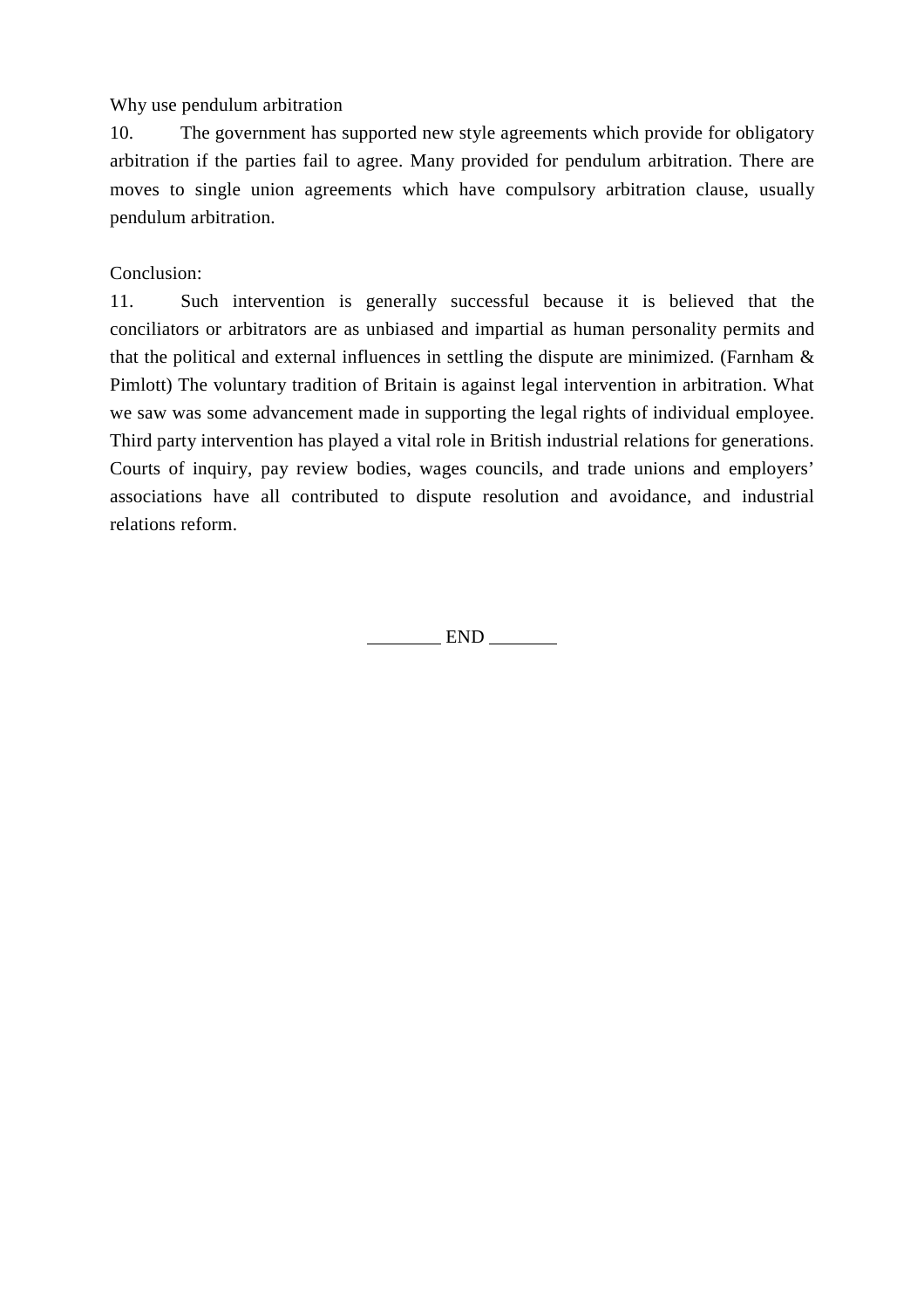Why use pendulum arbitration

10. The government has supported new style agreements which provide for obligatory arbitration if the parties fail to agree. Many provided for pendulum arbitration. There are moves to single union agreements which have compulsory arbitration clause, usually pendulum arbitration.

Conclusion:

11. Such intervention is generally successful because it is believed that the conciliators or arbitrators are as unbiased and impartial as human personality permits and that the political and external influences in settling the dispute are minimized. (Farnham & Pimlott) The voluntary tradition of Britain is against legal intervention in arbitration. What we saw was some advancement made in supporting the legal rights of individual employee. Third party intervention has played a vital role in British industrial relations for generations. Courts of inquiry, pay review bodies, wages councils, and trade unions and employers' associations have all contributed to dispute resolution and avoidance, and industrial relations reform.

________ END ________